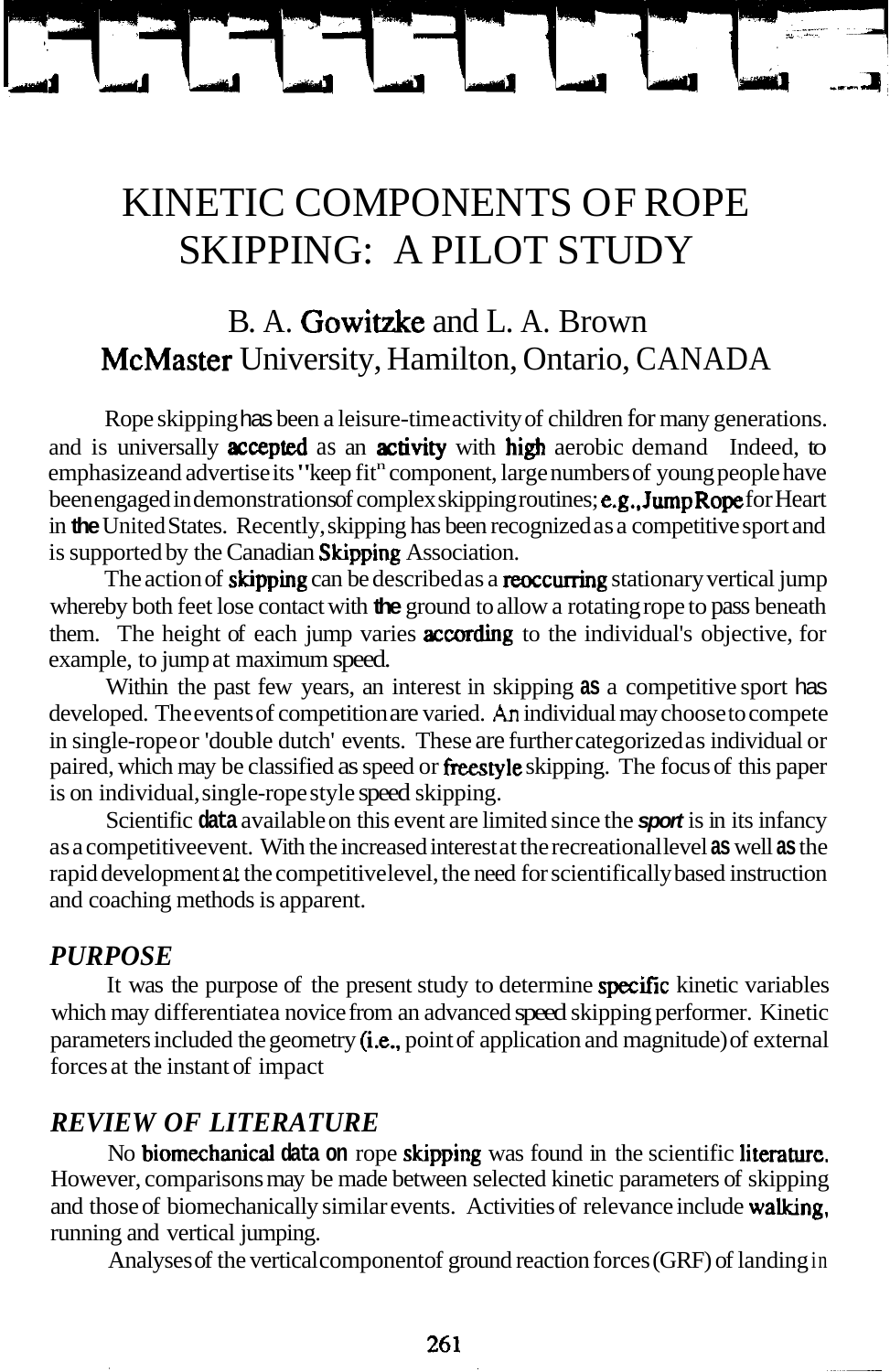# KINETIC COMPONENTS OF ROPE SKIPPING: A PILOT STUDY

## B. A. Gowitzke and L. A. Brown
## McMaster University, Hamilton, Ontario, CANADA

Rope skipping has been a leisure-time activity of children for many generations. and is universally accepted as an activity with high aerobic demand Indeed, to emphasize and advertise its "keep fit" component, large numbers of young people have been engaged in demonstrations of complex skipping routines; e.g., Jump Rope for Heart in the United States. Recently, skipping has been recognized as a competitive sport and is supported by the Canadian Skipping Association.

The action of skipping can be described as a reoccurring stationary vertical jump whereby both feet lose contact with the ground to allow a rotating rope to pass beneath them. The height of each jump varies according to the individual's objective, for example, to jump at maximum speed.

Within the past few years, an interest in skipping as a competitive sport has developed. The events of competition are varied. An individual may choose to compete in single-rope or 'double dutch' events. These are further categorized as individual or paired, which may be classified as speed or freestyle skipping. The focus of this paper is on individual, single-rope style speed skipping.

Scientific data available on this event are limited since the *sport* is in its infancy as a competitive event. With the increased interest at the recreational level as well as the rapid development at the competitive level, the need for scientifically based instruction and coaching methods is apparent.

## *PURPOSE*

It was the purpose of the present study to determine specific kinetic variables which may differentiate a novice from an advanced speed skipping performer. Kinetic parameters included the geometry (i.e., point of application and magnitude) of external forces at the instant of impact

## *REVIEW OF LITERATURE*

No biomechanical data on rope skipping was found in the scientific literature. However, comparisons may be made between selected kinetic parameters of skipping and those of biomechanically similar events. Activities of relevance include walking, running and vertical jumping.

Analyses of the vertical component of ground reaction forces (GRF) of landing in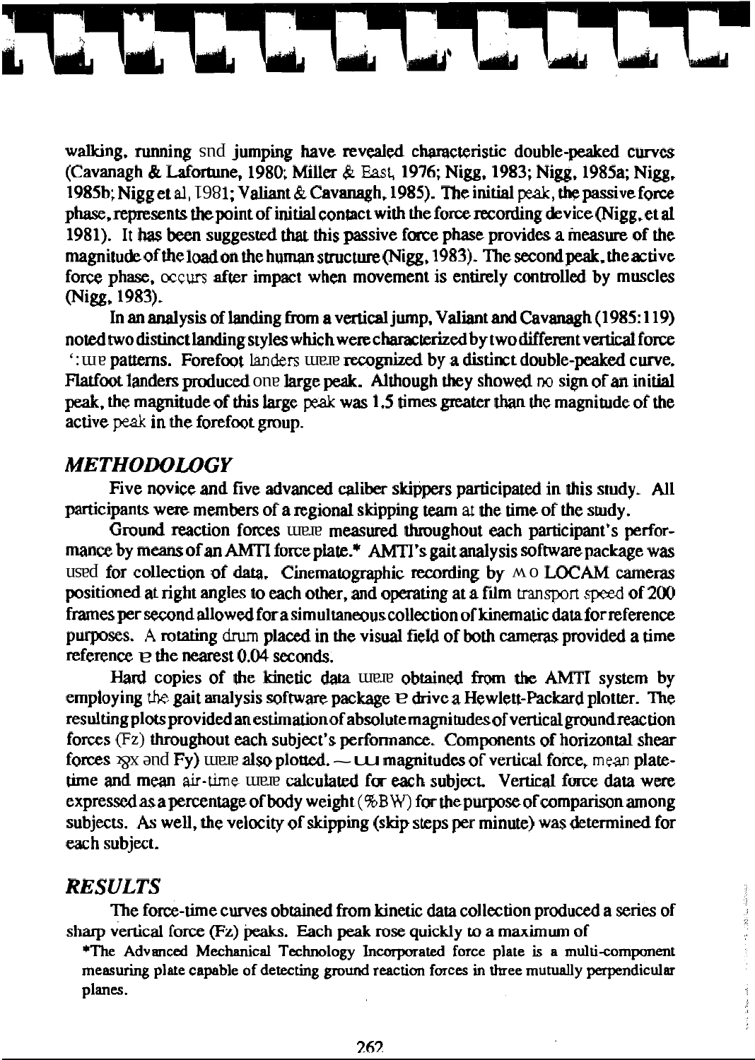walking, running and jumping have revealed characteristic double-peaked curves (Cavanagh & Lafortune, 1980; Miller & East, 1976; Nigg, 1983; Nigg, 1985a; Nigg, 1985b; Nigg et al, 1981; Valiant & Cavanagh, 1985). The initial peak, the passive force phase, represents the point of initial contact with the force recording device (Nigg, et al 1981). It has been suggested that this passive force phase provides a measure of the magnitude of the load on the human structure (Nigg, 1983). The second peak, the active force phase, occurs after impact when movement is entirely controlled by muscles (Nigg, 1983).

In an analysis of landing from a vertical jump, Valiant and Cavanagh (1985:119) noted two distinct landing styles which were characterized by two different vertical force time patterns. Forefoot landers were recognized by a distinct double-peaked curve. Flatfoot landers produced one large peak. Although they showed no sign of an initial peak, the magnitude of this large peak was 1.5 times greater than the magnitude of the active peak in the forefoot group.

## *METHODOLOGY*

Five novice and five advanced caliber skippers participated in this study. All participants were members of a regional skipping team at the time of the study.

Ground reaction forces were measured throughout each participant's performance by means of an AMTI force plate.* AMTI's gait analysis software package was used for collection of data. Cinematographic recording by two LOCAM cameras positioned at right angles to each other, and operating at a film transport speed of 200 frames per second allowed for a simultaneous collection of kinematic data for reference purposes. A rotating drum placed in the visual field of both cameras provided a time reference to the nearest 0.04 seconds.

Hard copies of the kinetic data were obtained from the AMTI system by employing the gait analysis software package to drive a Hewlett-Packard plotter. The resulting plots provided an estimation of absolute magnitudes of vertical ground reaction forces (Fz) throughout each subject's performance. Components of horizontal shear forces (Fx and Fy) were also plotted. Mean magnitudes of vertical force, mean plate-time and mean air-time were calculated for each subject. Vertical force data were expressed as a percentage of body weight (%BW) for the purpose of comparison among subjects. As well, the velocity of skipping (skip steps per minute) was determined for each subject.

## *RESULTS*

The force-time curves obtained from kinetic data collection produced a series of sharp vertical force (Fz) peaks. Each peak rose quickly to a maximum of

*The Advanced Mechanical Technology Incorporated force plate is a multi-component measuring plate capable of detecting ground reaction forces in three mutually perpendicular planes.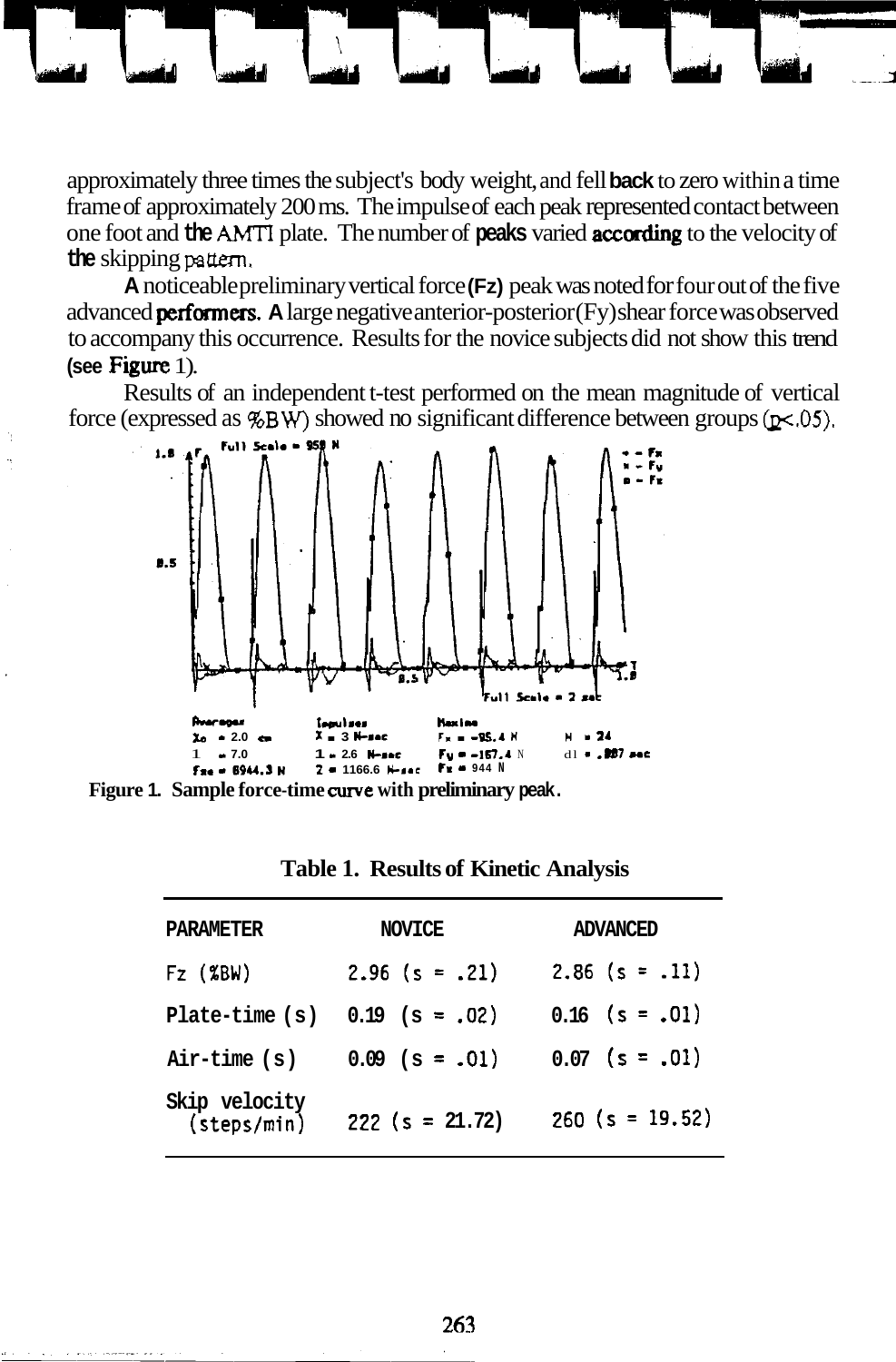approximately three times the subject's body weight, and fell back to zero within a time frame of approximately 200 ms. The impulse of each peak represented contact between one foot and the AMTI plate. The number of peaks varied according to the velocity of the skipping pattern.

A noticeable preliminary vertical force (Fz) peak was noted for four out of the five advanced performers. A large negative anterior-posterior (Fy) shear force was observed to accompany this occurrence. Results for the novice subjects did not show this trend (see Figure 1).

Results of an independent t-test performed on the mean magnitude of vertical force (expressed as %BW) showed no significant difference between groups ($p < .05$).

**Figure 1. Sample force-time curve with preliminary peak.**

**Table 1. Results of Kinetic Analysis**

| PARAMETER | NOVICE | ADVANCED |
|---|---|---|
| Fz (%BW) | 2.96 (s = .21) | 2.86 (s = .11) |
| Plate-time (s) | 0.19 (s = .02) | 0.16 (s = .01) |
| Air-time (s) | 0.09 (s = .01) | 0.07 (s = .01) |
| Skip velocity (steps/min) | 222 (s = 21.72) | 260 (s = 19.52) |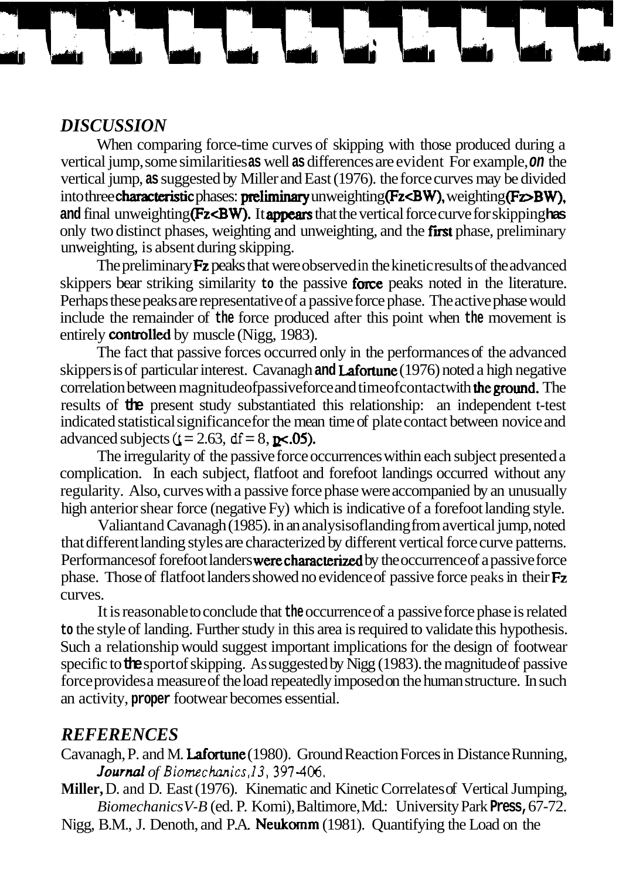## *DISCUSSION*

When comparing force-time curves of skipping with those produced during a vertical jump, some similarities as well as differences are evident For example, on the vertical jump, as suggested by Miller and East (1976). the force curves may be divided into three characteristic phases: preliminary unweighting (Fz<BW), weighting (Fz>BW), and final unweighting (Fz<BW). It appears that the vertical force curve for skipping has only two distinct phases, weighting and unweighting, and the first phase, preliminary unweighting, is absent during skipping.

The preliminary Fz peaks that were observed in the kinetic results of the advanced skippers bear striking similarity to the passive force peaks noted in the literature. Perhaps these peaks are representative of a passive force phase. The active phase would include the remainder of the force produced after this point when the movement is entirely controlled by muscle (Nigg, 1983).

The fact that passive forces occurred only in the performances of the advanced skippers is of particular interest. Cavanagh and Lafortune (1976) noted a high negative correlation between magnitude of passive force and time of contact with the ground. The results of the present study substantiated this relationship: an independent t-test indicated statistical significance for the mean time of plate contact between novice and advanced subjects ($t = 2.63$, $df = 8$, $p < .05$).

The irregularity of the passive force occurrences within each subject presented a complication. In each subject, flatfoot and forefoot landings occurred without any regularity. Also, curves with a passive force phase were accompanied by an unusually high anterior shear force (negative Fy) which is indicative of a forefoot landing style.

Valiant and Cavanagh (1985). in an analysis of landing from a vertical jump, noted that different landing styles are characterized by different vertical force curve patterns. Performances of forefoot landers were characterized by the occurrence of a passive force phase. Those of flatfoot landers showed no evidence of passive force peaks in their Fz curves.

It is reasonable to conclude that the occurrence of a passive force phase is related to the style of landing. Further study in this area is required to validate this hypothesis. Such a relationship would suggest important implications for the design of footwear specific to the sport of skipping. As suggested by Nigg (1983). the magnitude of passive force provides a measure of the load repeatedly imposed on the human structure. In such an activity, proper footwear becomes essential.

## *REFERENCES*

Cavanagh, P. and M. Lafortune (1980). Ground Reaction Forces in Distance Running, *Journal of Biomechanics, 13*, 397-406.

**Miller,** D. and D. East (1976). Kinematic and Kinetic Correlates of Vertical Jumping, *Biomechanics V-B* (ed. P. Komi), Baltimore, Md.: University Park Press, 67-72.

Nigg, B.M., J. Denoth, and P.A. Neukomm (1981). Quantifying the Load on the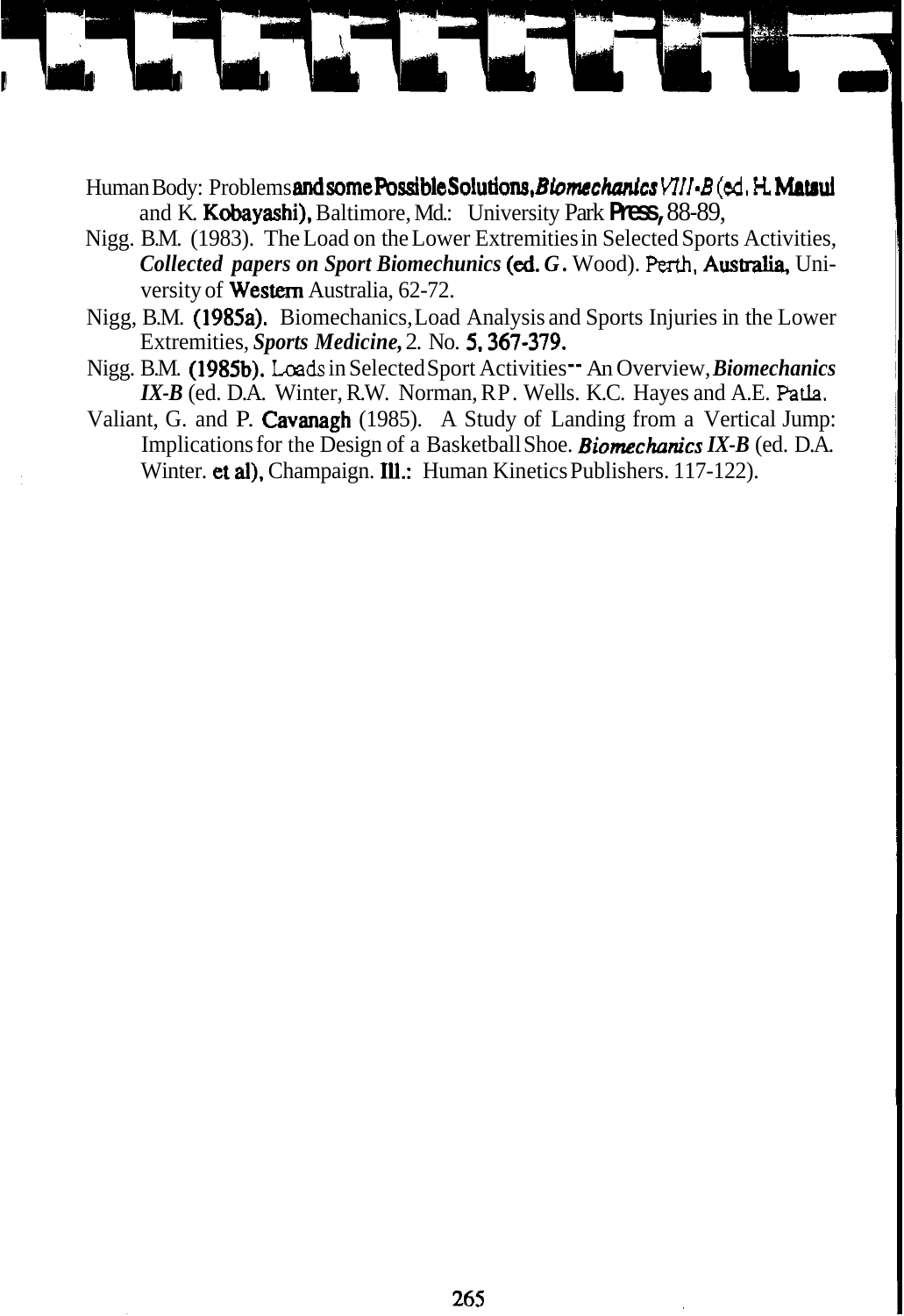Human Body: Problems and some Possible Solutions, *Biomechanics VIII-B* (ed. H. Matsui and K. Kobayashi), Baltimore, Md.: University Park Press, 88-89,

Nigg. B.M. (1983). The Load on the Lower Extremities in Selected Sports Activities, ***Collected papers on Sport Biomechunics*** (ed. G. Wood). Perth, Australia, University of Western Australia, 62-72.

Nigg, B.M. (1985a). Biomechanics, Load Analysis and Sports Injuries in the Lower Extremities, ***Sports Medicine,*** 2. No. 5, 367-379.

Nigg. B.M. (1985b). Loads in Selected Sport Activities-- An Overview, ***Biomechanics IX-B*** (ed. D.A. Winter, R.W. Norman, RP. Wells. K.C. Hayes and A.E. Patla.

Valiant, G. and P. Cavanagh (1985). A Study of Landing from a Vertical Jump: Implications for the Design of a Basketball Shoe. ***Biomechanics IX-B*** (ed. D.A. Winter. et al), Champaign. Ill.: Human Kinetics Publishers. 117-122).